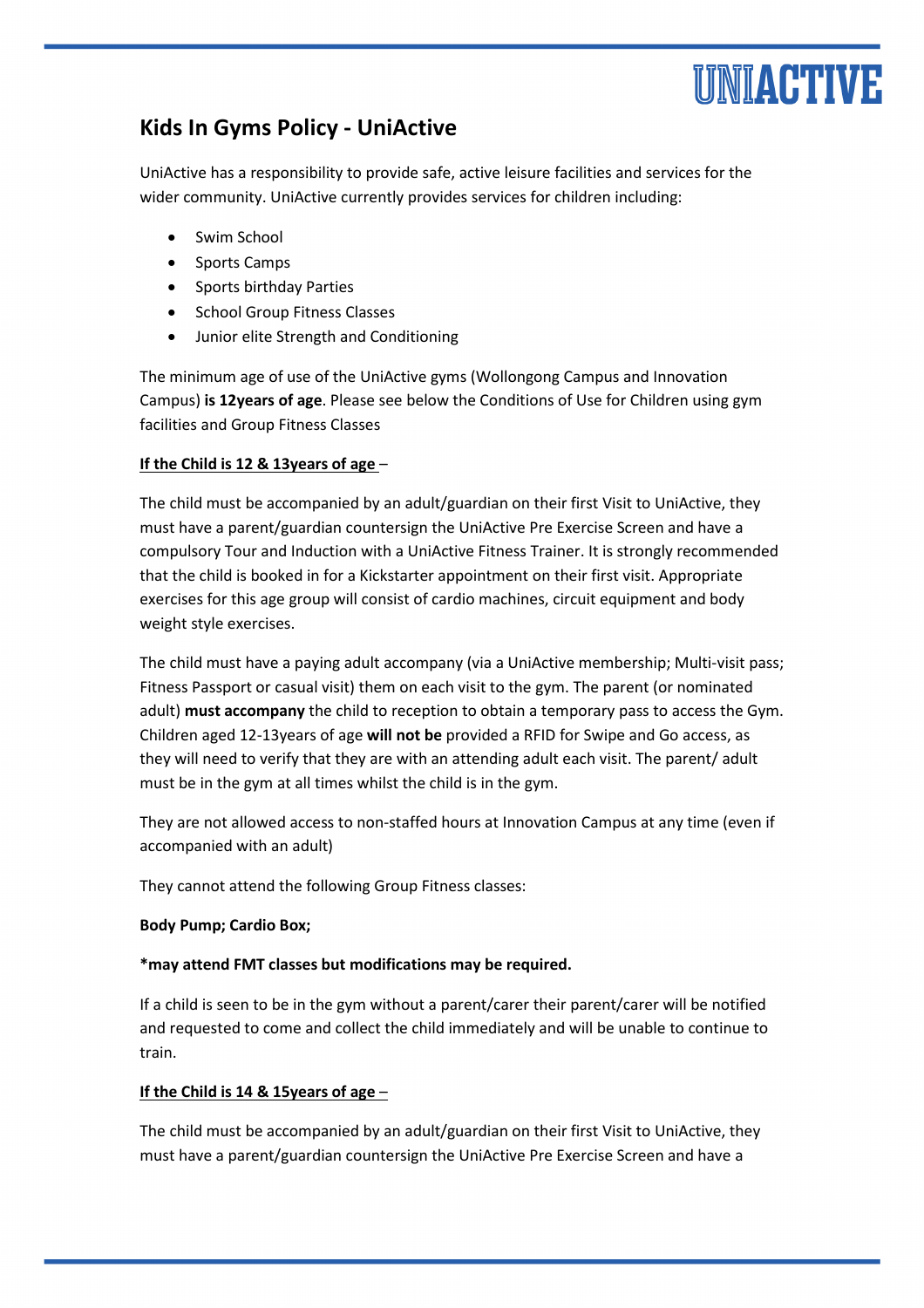# Kids In Gyms Policy - UniActive

UniActive has a responsibility to provide safe, active leisure facilities and services for the wider community. UniActive currently provides services for children including:

- Swim School
- Sports Camps
- Sports birthday Parties
- School Group Fitness Classes
- Junior elite Strength and Conditioning

The minimum age of use of the UniActive gyms (Wollongong Campus and Innovation Campus) **is 12years of age**. Please see below the Conditions of Use for Children using gym facilities and Group Fitness Classes

**If the Child is 12 & 13years of age** –

The child must be accompanied by an adult/guardian on their first Visit to UniActive, they must have a parent/guardian countersign the UniActive Pre Exercise Screen and have a compulsory Tour and Induction with a UniActive Fitness Trainer. It is strongly recommended that the child is booked in for a Kickstarter appointment on their first visit. Appropriate exercises for this age group will consist of cardio machines, circuit equipment and body weight style exercises.

The child must have a paying adult accompany (via a UniActive membership; Multi-visit pass; Fitness Passport or casual visit) them on each visit to the gym. The parent (or nominated adult) **must accompany** the child to reception to obtain a temporary pass to access the Gym. Children aged 12-13years of age **will not be** provided a RFID for Swipe and Go access, as they will need to verify that they are with an attending adult each visit. The parent/ adult must be in the gym at all times whilst the child is in the gym.

They are not allowed access to non-staffed hours at Innovation Campus at any time (even if accompanied with an adult)

They cannot attend the following Group Fitness classes:

**Body Pump; Cardio Box;**

***may attend FMT classes but modifications may be required.**

If a child is seen to be in the gym without a parent/carer their parent/carer will be notified and requested to come and collect the child immediately and will be unable to continue to train.

**If the Child is 14 & 15years of age** –

The child must be accompanied by an adult/guardian on their first Visit to UniActive, they must have a parent/guardian countersign the UniActive Pre Exercise Screen and have a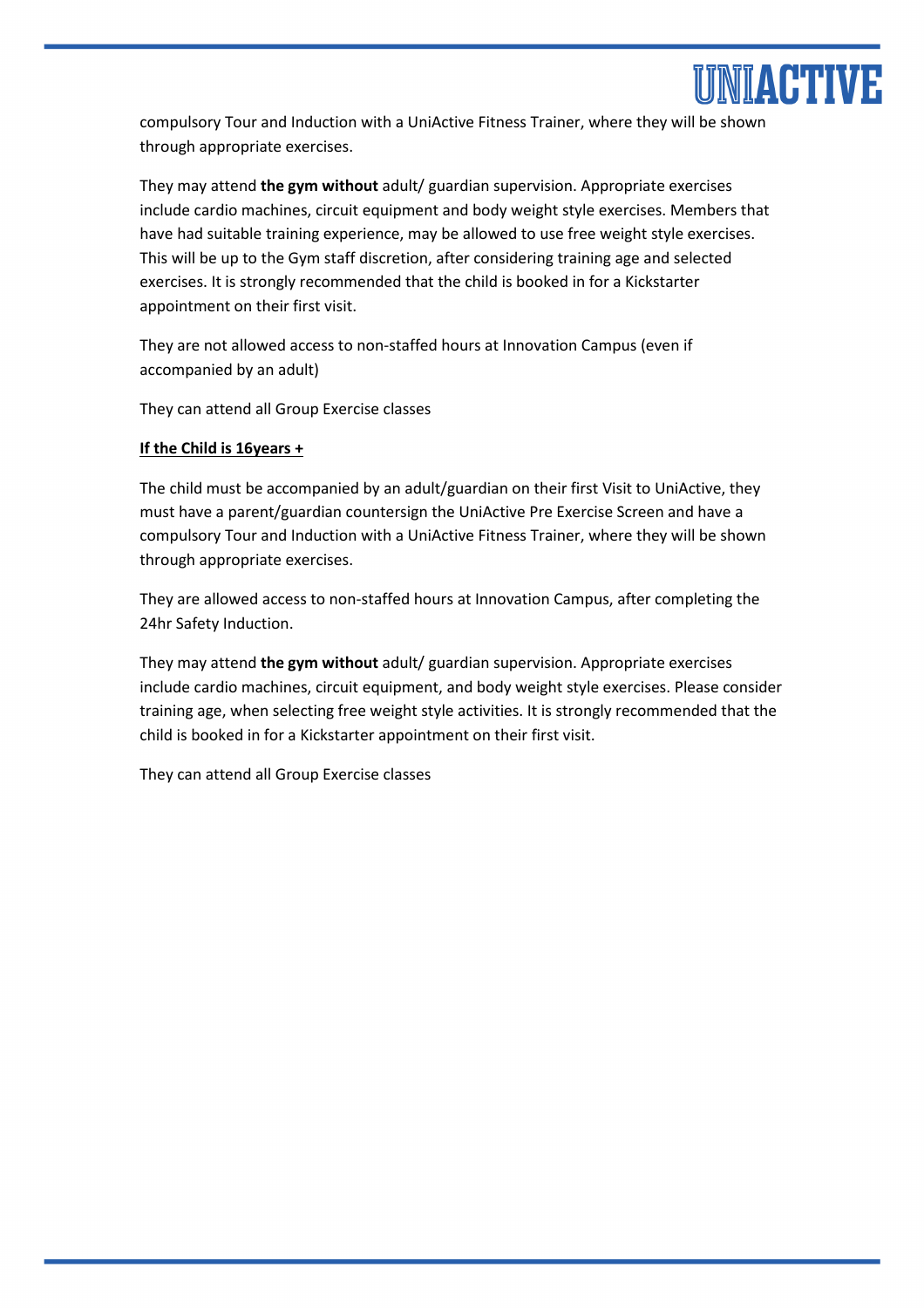compulsory Tour and Induction with a UniActive Fitness Trainer, where they will be shown through appropriate exercises.

They may attend **the gym without** adult/ guardian supervision. Appropriate exercises include cardio machines, circuit equipment and body weight style exercises. Members that have had suitable training experience, may be allowed to use free weight style exercises. This will be up to the Gym staff discretion, after considering training age and selected exercises. It is strongly recommended that the child is booked in for a Kickstarter appointment on their first visit.

They are not allowed access to non-staffed hours at Innovation Campus (even if accompanied by an adult)

They can attend all Group Exercise classes

**<u>If the Child is 16years +</u>**

The child must be accompanied by an adult/guardian on their first Visit to UniActive, they must have a parent/guardian countersign the UniActive Pre Exercise Screen and have a compulsory Tour and Induction with a UniActive Fitness Trainer, where they will be shown through appropriate exercises.

They are allowed access to non-staffed hours at Innovation Campus, after completing the 24hr Safety Induction.

They may attend **the gym without** adult/ guardian supervision. Appropriate exercises include cardio machines, circuit equipment, and body weight style exercises. Please consider training age, when selecting free weight style activities. It is strongly recommended that the child is booked in for a Kickstarter appointment on their first visit.

They can attend all Group Exercise classes